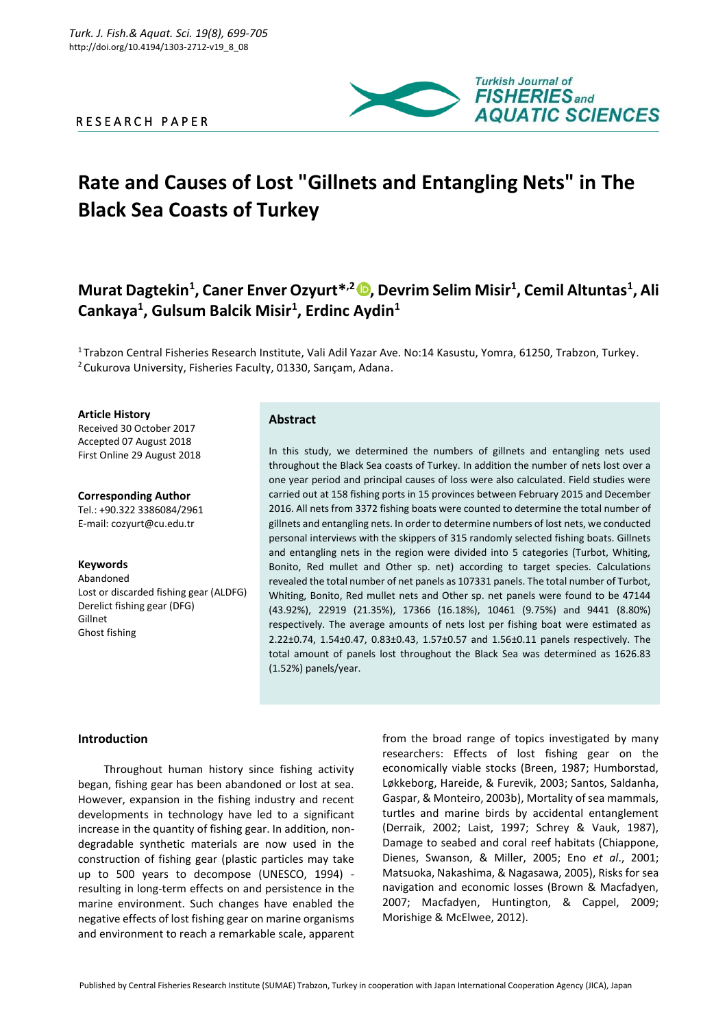RESEARCH PAPER

# Rate and Causes of Lost "Gillnets and Entangling Nets" in The Black Sea Coasts of Turkey

**Murat Dagtekin[1], Caner Enver Ozyurt*[,2], Devrim Selim Misir[1], Cemil Altuntas[1], Ali Cankaya[1], Gulsum Balcik Misir[1], Erdinc Aydin[1]**

[1] Trabzon Central Fisheries Research Institute, Vali Adil Yazar Ave. No:14 Kasustu, Yomra, 61250, Trabzon, Turkey.
[2] Cukurova University, Fisheries Faculty, 01330, Sarıçam, Adana.

**Article History**
Received 30 October 2017
Accepted 07 August 2018
First Online 29 August 2018

**Corresponding Author**
Tel.: +90.322 3386084/2961
E-mail: cozyurt@cu.edu.tr

**Keywords**
Abandoned
Lost or discarded fishing gear (ALDFG)
Derelict fishing gear (DFG)
Gillnet
Ghost fishing

## Abstract

In this study, we determined the numbers of gillnets and entangling nets used throughout the Black Sea coasts of Turkey. In addition the number of nets lost over a one year period and principal causes of loss were also calculated. Field studies were carried out at 158 fishing ports in 15 provinces between February 2015 and December 2016. All nets from 3372 fishing boats were counted to determine the total number of gillnets and entangling nets. In order to determine numbers of lost nets, we conducted personal interviews with the skippers of 315 randomly selected fishing boats. Gillnets and entangling nets in the region were divided into 5 categories (Turbot, Whiting, Bonito, Red mullet and Other sp. net) according to target species. Calculations revealed the total number of net panels as 107331 panels. The total number of Turbot, Whiting, Bonito, Red mullet nets and Other sp. net panels were found to be 47144 (43.92%), 22919 (21.35%), 17366 (16.18%), 10461 (9.75%) and 9441 (8.80%) respectively. The average amounts of nets lost per fishing boat were estimated as 2.22±0.74, 1.54±0.47, 0.83±0.43, 1.57±0.57 and 1.56±0.11 panels respectively. The total amount of panels lost throughout the Black Sea was determined as 1626.83 (1.52%) panels/year.

## Introduction

Throughout human history since fishing activity began, fishing gear has been abandoned or lost at sea. However, expansion in the fishing industry and recent developments in technology have led to a significant increase in the quantity of fishing gear. In addition, non-degradable synthetic materials are now used in the construction of fishing gear (plastic particles may take up to 500 years to decompose (UNESCO, 1994) - resulting in long-term effects on and persistence in the marine environment. Such changes have enabled the negative effects of lost fishing gear on marine organisms and environment to reach a remarkable scale, apparent from the broad range of topics investigated by many researchers: Effects of lost fishing gear on the economically viable stocks (Breen, 1987; Humborstad, Løkkeborg, Hareide, & Furevik, 2003; Santos, Saldanha, Gaspar, & Monteiro, 2003b), Mortality of sea mammals, turtles and marine birds by accidental entanglement (Derraik, 2002; Laist, 1997; Schrey & Vauk, 1987), Damage to seabed and coral reef habitats (Chiappone, Dienes, Swanson, & Miller, 2005; Eno *et al*., 2001; Matsuoka, Nakashima, & Nagasawa, 2005), Risks for sea navigation and economic losses (Brown & Macfadyen, 2007; Macfadyen, Huntington, & Cappel, 2009; Morishige & McElwee, 2012).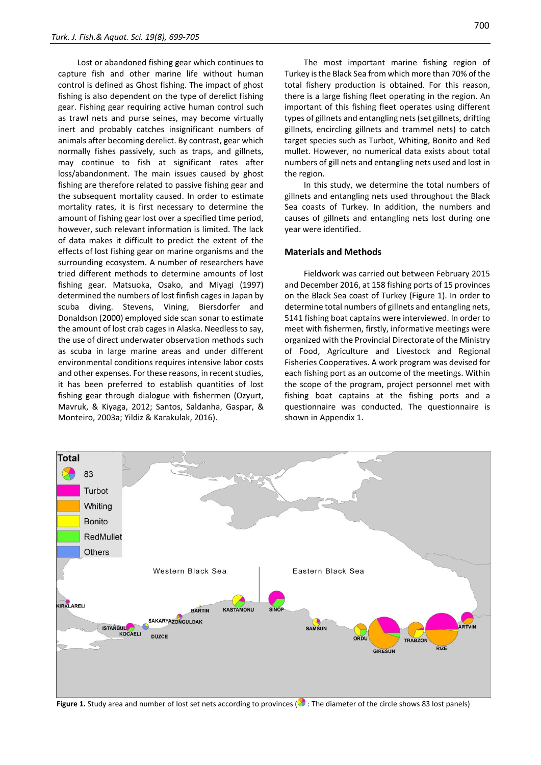Lost or abandoned fishing gear which continues to capture fish and other marine life without human control is defined as Ghost fishing. The impact of ghost fishing is also dependent on the type of derelict fishing gear. Fishing gear requiring active human control such as trawl nets and purse seines, may become virtually inert and probably catches insignificant numbers of animals after becoming derelict. By contrast, gear which normally fishes passively, such as traps, and gillnets, may continue to fish at significant rates after loss/abandonment. The main issues caused by ghost fishing are therefore related to passive fishing gear and the subsequent mortality caused. In order to estimate mortality rates, it is first necessary to determine the amount of fishing gear lost over a specified time period, however, such relevant information is limited. The lack of data makes it difficult to predict the extent of the effects of lost fishing gear on marine organisms and the surrounding ecosystem. A number of researchers have tried different methods to determine amounts of lost fishing gear. Matsuoka, Osako, and Miyagi (1997) determined the numbers of lost finfish cages in Japan by scuba diving. Stevens, Vining, Biersdorfer and Donaldson (2000) employed side scan sonar to estimate the amount of lost crab cages in Alaska. Needless to say, the use of direct underwater observation methods such as scuba in large marine areas and under different environmental conditions requires intensive labor costs and other expenses. For these reasons, in recent studies, it has been preferred to establish quantities of lost fishing gear through dialogue with fishermen (Ozyurt, Mavruk, & Kiyaga, 2012; Santos, Saldanha, Gaspar, & Monteiro, 2003a; Yildiz & Karakulak, 2016).

The most important marine fishing region of Turkey is the Black Sea from which more than 70% of the total fishery production is obtained. For this reason, there is a large fishing fleet operating in the region. An important of this fishing fleet operates using different types of gillnets and entangling nets (set gillnets, drifting gillnets, encircling gillnets and trammel nets) to catch target species such as Turbot, Whiting, Bonito and Red mullet. However, no numerical data exists about total numbers of gill nets and entangling nets used and lost in the region.

In this study, we determine the total numbers of gillnets and entangling nets used throughout the Black Sea coasts of Turkey. In addition, the numbers and causes of gillnets and entangling nets lost during one year were identified.

## Materials and Methods

Fieldwork was carried out between February 2015 and December 2016, at 158 fishing ports of 15 provinces on the Black Sea coast of Turkey (Figure 1). In order to determine total numbers of gillnets and entangling nets, 5141 fishing boat captains were interviewed. In order to meet with fishermen, firstly, informative meetings were organized with the Provincial Directorate of the Ministry of Food, Agriculture and Livestock and Regional Fisheries Cooperatives. A work program was devised for each fishing port as an outcome of the meetings. Within the scope of the program, project personnel met with fishing boat captains at the fishing ports and a questionnaire was conducted. The questionnaire is shown in Appendix 1.

**Figure 1.** Study area and number of lost set nets according to provinces (: The diameter of the circle shows 83 lost panels)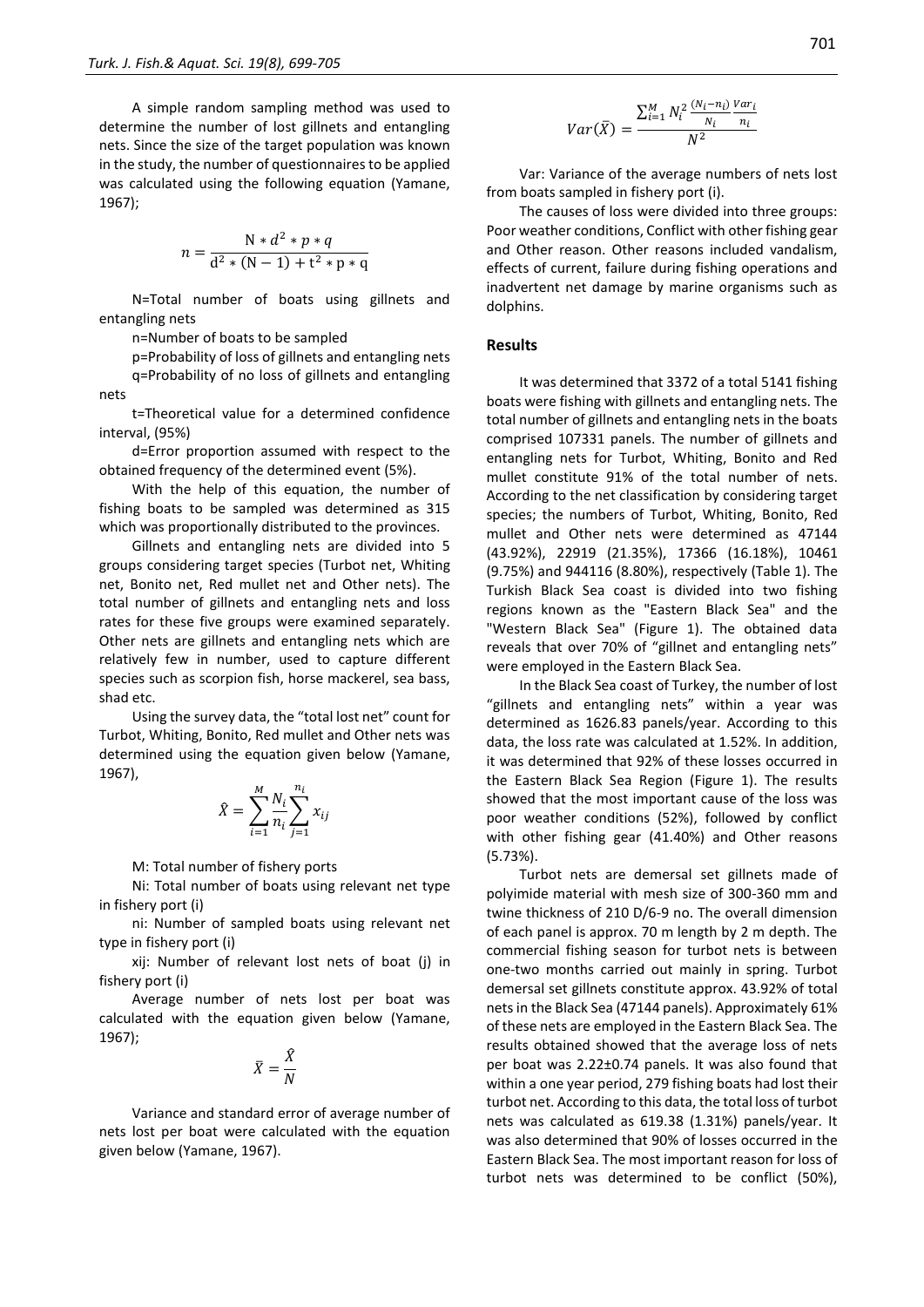A simple random sampling method was used to determine the number of lost gillnets and entangling nets. Since the size of the target population was known in the study, the number of questionnaires to be applied was calculated using the following equation (Yamane, 1967);

$$n = \frac{N * d^2 * p * q}{d^2 * (N-1) + t^2 * p * q}$$

N=Total number of boats using gillnets and entangling nets

n=Number of boats to be sampled

p=Probability of loss of gillnets and entangling nets

q=Probability of no loss of gillnets and entangling nets

t=Theoretical value for a determined confidence interval, (95%)

d=Error proportion assumed with respect to the obtained frequency of the determined event (5%).

With the help of this equation, the number of fishing boats to be sampled was determined as 315 which was proportionally distributed to the provinces.

Gillnets and entangling nets are divided into 5 groups considering target species (Turbot net, Whiting net, Bonito net, Red mullet net and Other nets). The total number of gillnets and entangling nets and loss rates for these five groups were examined separately. Other nets are gillnets and entangling nets which are relatively few in number, used to capture different species such as scorpion fish, horse mackerel, sea bass, shad etc.

Using the survey data, the "total lost net" count for Turbot, Whiting, Bonito, Red mullet and Other nets was determined using the equation given below (Yamane, 1967),

$$\hat{X} = \sum_{i=1}^{M} \frac{N_i}{n_i} \sum_{j=1}^{n_i} x_{ij}$$

M: Total number of fishery ports

Ni: Total number of boats using relevant net type in fishery port (i)

ni: Number of sampled boats using relevant net type in fishery port (i)

xij: Number of relevant lost nets of boat (j) in fishery port (i)

Average number of nets lost per boat was calculated with the equation given below (Yamane, 1967);

$$\bar{X} = \frac{\hat{X}}{N}$$

Variance and standard error of average number of nets lost per boat were calculated with the equation given below (Yamane, 1967).

$$Var(\bar{X}) = \frac{\sum_{i=1}^{M} N_i^2 \frac{(N_i - n_i)}{N_i} \frac{Var_i}{n_i}}{N^2}$$

Var: Variance of the average numbers of nets lost from boats sampled in fishery port (i).

The causes of loss were divided into three groups: Poor weather conditions, Conflict with other fishing gear and Other reason. Other reasons included vandalism, effects of current, failure during fishing operations and inadvertent net damage by marine organisms such as dolphins.

## Results

It was determined that 3372 of a total 5141 fishing boats were fishing with gillnets and entangling nets. The total number of gillnets and entangling nets in the boats comprised 107331 panels. The number of gillnets and entangling nets for Turbot, Whiting, Bonito and Red mullet constitute 91% of the total number of nets. According to the net classification by considering target species; the numbers of Turbot, Whiting, Bonito, Red mullet and Other nets were determined as 47144 (43.92%), 22919 (21.35%), 17366 (16.18%), 10461 (9.75%) and 944116 (8.80%), respectively (Table 1). The Turkish Black Sea coast is divided into two fishing regions known as the "Eastern Black Sea" and the "Western Black Sea" (Figure 1). The obtained data reveals that over 70% of "gillnet and entangling nets" were employed in the Eastern Black Sea.

In the Black Sea coast of Turkey, the number of lost "gillnets and entangling nets" within a year was determined as 1626.83 panels/year. According to this data, the loss rate was calculated at 1.52%. In addition, it was determined that 92% of these losses occurred in the Eastern Black Sea Region (Figure 1). The results showed that the most important cause of the loss was poor weather conditions (52%), followed by conflict with other fishing gear (41.40%) and Other reasons (5.73%).

Turbot nets are demersal set gillnets made of polyimide material with mesh size of 300-360 mm and twine thickness of 210 D/6-9 no. The overall dimension of each panel is approx. 70 m length by 2 m depth. The commercial fishing season for turbot nets is between one-two months carried out mainly in spring. Turbot demersal set gillnets constitute approx. 43.92% of total nets in the Black Sea (47144 panels). Approximately 61% of these nets are employed in the Eastern Black Sea. The results obtained showed that the average loss of nets per boat was 2.22±0.74 panels. It was also found that within a one year period, 279 fishing boats had lost their turbot net. According to this data, the total loss of turbot nets was calculated as 619.38 (1.31%) panels/year. It was also determined that 90% of losses occurred in the Eastern Black Sea. The most important reason for loss of turbot nets was determined to be conflict (50%),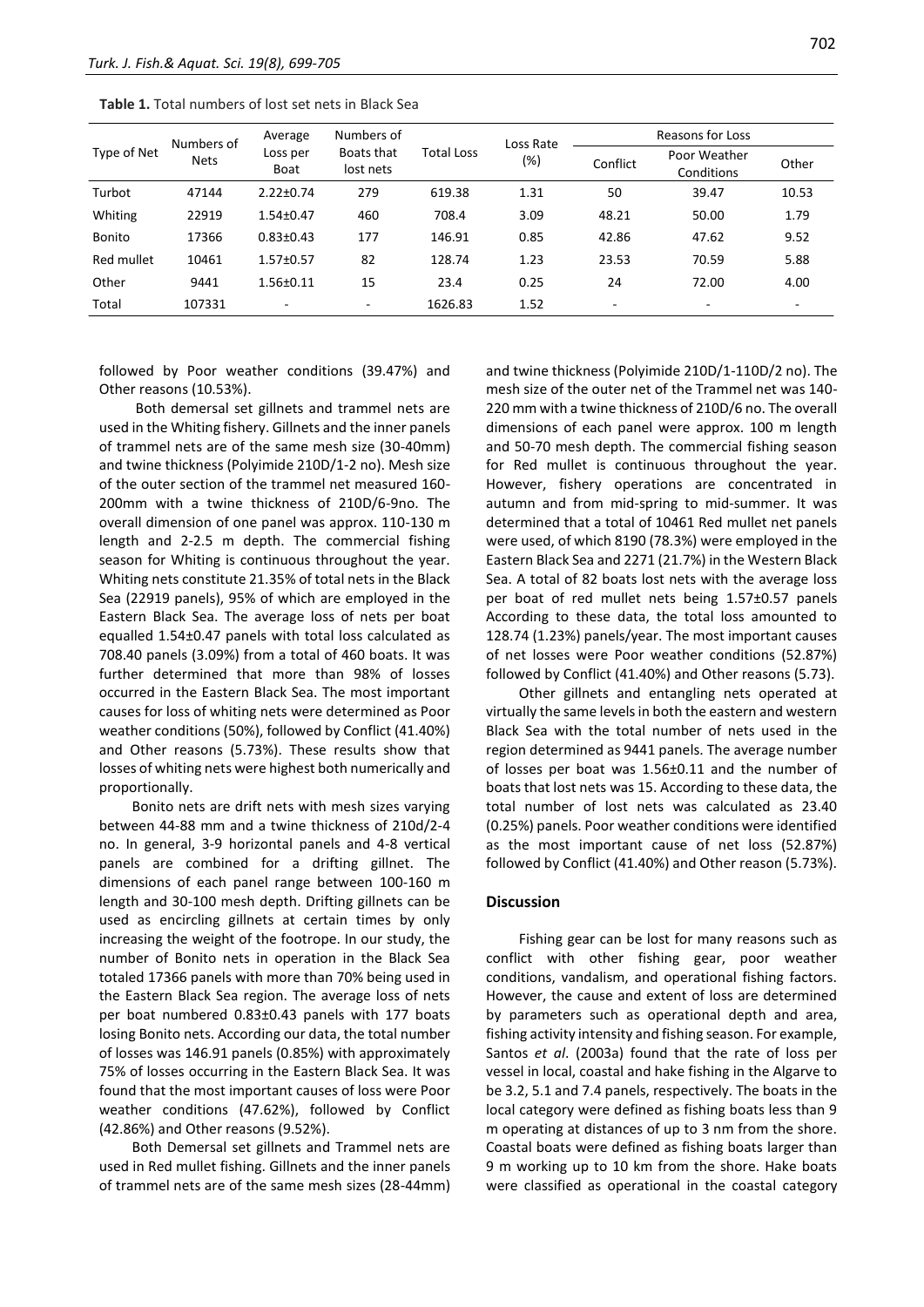**Table 1.** Total numbers of lost set nets in Black Sea

| Type of Net | Numbers of Nets | Average Loss per Boat | Numbers of Boats that lost nets | Total Loss | Loss Rate (%) | Reasons for Loss | | |
|---|---|---|---|---|---|---|---|---|
| | | | | | | Conflict | Poor Weather Conditions | Other |
| Turbot | 47144 | 2.22±0.74 | 279 | 619.38 | 1.31 | 50 | 39.47 | 10.53 |
| Whiting | 22919 | 1.54±0.47 | 460 | 708.4 | 3.09 | 48.21 | 50.00 | 1.79 |
| Bonito | 17366 | 0.83±0.43 | 177 | 146.91 | 0.85 | 42.86 | 47.62 | 9.52 |
| Red mullet | 10461 | 1.57±0.57 | 82 | 128.74 | 1.23 | 23.53 | 70.59 | 5.88 |
| Other | 9441 | 1.56±0.11 | 15 | 23.4 | 0.25 | 24 | 72.00 | 4.00 |
| Total | 107331 | - | - | 1626.83 | 1.52 | - | - | - |

followed by Poor weather conditions (39.47%) and Other reasons (10.53%).

Both demersal set gillnets and trammel nets are used in the Whiting fishery. Gillnets and the inner panels of trammel nets are of the same mesh size (30-40mm) and twine thickness (Polyimide 210D/1-2 no). Mesh size of the outer section of the trammel net measured 160-200mm with a twine thickness of 210D/6-9no. The overall dimension of one panel was approx. 110-130 m length and 2-2.5 m depth. The commercial fishing season for Whiting is continuous throughout the year. Whiting nets constitute 21.35% of total nets in the Black Sea (22919 panels), 95% of which are employed in the Eastern Black Sea. The average loss of nets per boat equalled 1.54±0.47 panels with total loss calculated as 708.40 panels (3.09%) from a total of 460 boats. It was further determined that more than 98% of losses occurred in the Eastern Black Sea. The most important causes for loss of whiting nets were determined as Poor weather conditions (50%), followed by Conflict (41.40%) and Other reasons (5.73%). These results show that losses of whiting nets were highest both numerically and proportionally.

Bonito nets are drift nets with mesh sizes varying between 44-88 mm and a twine thickness of 210d/2-4 no. In general, 3-9 horizontal panels and 4-8 vertical panels are combined for a drifting gillnet. The dimensions of each panel range between 100-160 m length and 30-100 mesh depth. Drifting gillnets can be used as encircling gillnets at certain times by only increasing the weight of the footrope. In our study, the number of Bonito nets in operation in the Black Sea totaled 17366 panels with more than 70% being used in the Eastern Black Sea region. The average loss of nets per boat numbered 0.83±0.43 panels with 177 boats losing Bonito nets. According our data, the total number of losses was 146.91 panels (0.85%) with approximately 75% of losses occurring in the Eastern Black Sea. It was found that the most important causes of loss were Poor weather conditions (47.62%), followed by Conflict (42.86%) and Other reasons (9.52%).

Both Demersal set gillnets and Trammel nets are used in Red mullet fishing. Gillnets and the inner panels of trammel nets are of the same mesh sizes (28-44mm) and twine thickness (Polyimide 210D/1-110D/2 no). The mesh size of the outer net of the Trammel net was 140-220 mm with a twine thickness of 210D/6 no. The overall dimensions of each panel were approx. 100 m length and 50-70 mesh depth. The commercial fishing season for Red mullet is continuous throughout the year. However, fishery operations are concentrated in autumn and from mid-spring to mid-summer. It was determined that a total of 10461 Red mullet net panels were used, of which 8190 (78.3%) were employed in the Eastern Black Sea and 2271 (21.7%) in the Western Black Sea. A total of 82 boats lost nets with the average loss per boat of red mullet nets being 1.57±0.57 panels According to these data, the total loss amounted to 128.74 (1.23%) panels/year. The most important causes of net losses were Poor weather conditions (52.87%) followed by Conflict (41.40%) and Other reasons (5.73).

Other gillnets and entangling nets operated at virtually the same levels in both the eastern and western Black Sea with the total number of nets used in the region determined as 9441 panels. The average number of losses per boat was 1.56±0.11 and the number of boats that lost nets was 15. According to these data, the total number of lost nets was calculated as 23.40 (0.25%) panels. Poor weather conditions were identified as the most important cause of net loss (52.87%) followed by Conflict (41.40%) and Other reason (5.73%).

## Discussion

Fishing gear can be lost for many reasons such as conflict with other fishing gear, poor weather conditions, vandalism, and operational fishing factors. However, the cause and extent of loss are determined by parameters such as operational depth and area, fishing activity intensity and fishing season. For example, Santos *et al*. (2003a) found that the rate of loss per vessel in local, coastal and hake fishing in the Algarve to be 3.2, 5.1 and 7.4 panels, respectively. The boats in the local category were defined as fishing boats less than 9 m operating at distances of up to 3 nm from the shore. Coastal boats were defined as fishing boats larger than 9 m working up to 10 km from the shore. Hake boats were classified as operational in the coastal category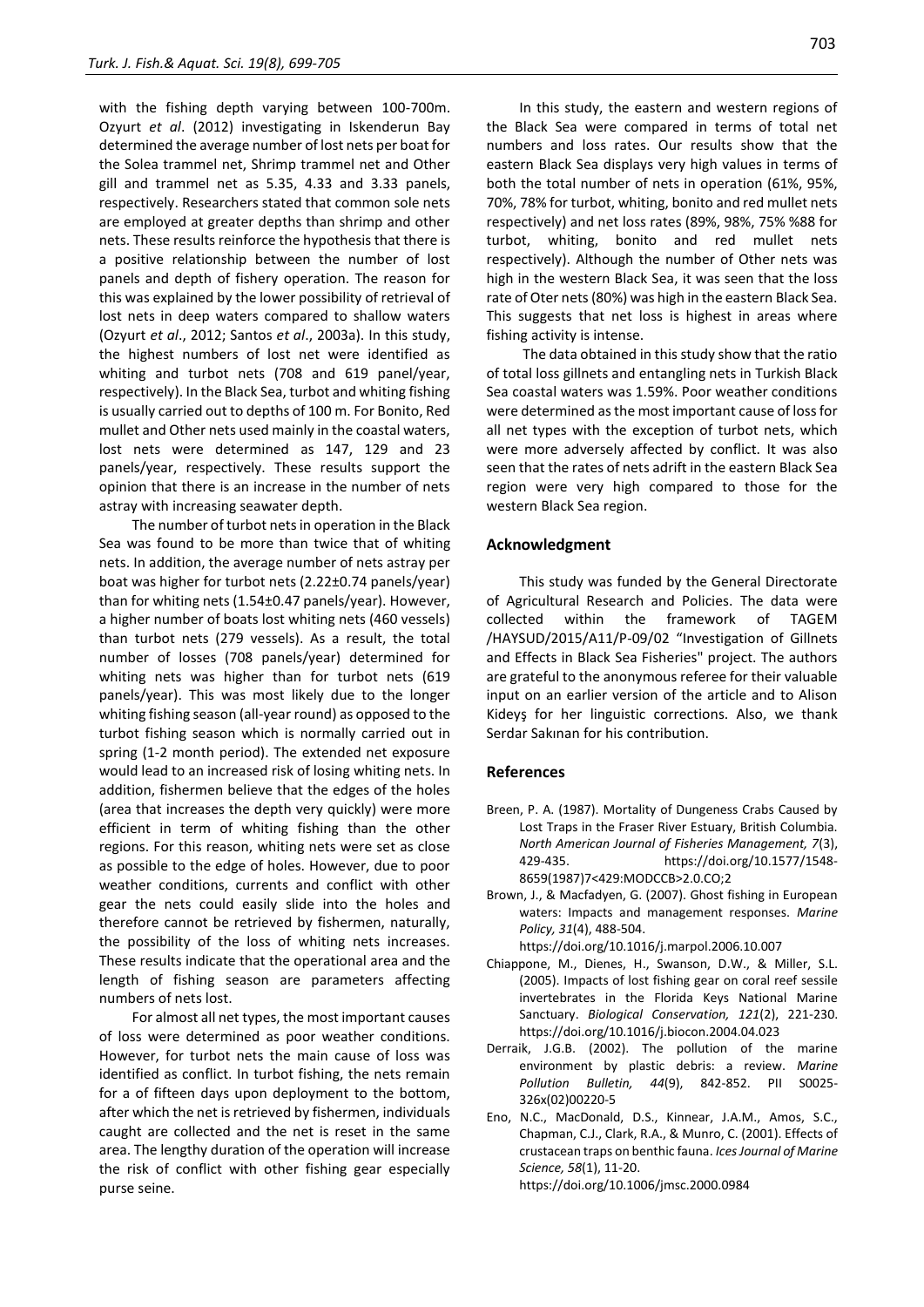with the fishing depth varying between 100-700m. Ozyurt *et al*. (2012) investigating in Iskenderun Bay determined the average number of lost nets per boat for the Solea trammel net, Shrimp trammel net and Other gill and trammel net as 5.35, 4.33 and 3.33 panels, respectively. Researchers stated that common sole nets are employed at greater depths than shrimp and other nets. These results reinforce the hypothesis that there is a positive relationship between the number of lost panels and depth of fishery operation. The reason for this was explained by the lower possibility of retrieval of lost nets in deep waters compared to shallow waters (Ozyurt *et al*., 2012; Santos *et al*., 2003a). In this study, the highest numbers of lost net were identified as whiting and turbot nets (708 and 619 panel/year, respectively). In the Black Sea, turbot and whiting fishing is usually carried out to depths of 100 m. For Bonito, Red mullet and Other nets used mainly in the coastal waters, lost nets were determined as 147, 129 and 23 panels/year, respectively. These results support the opinion that there is an increase in the number of nets astray with increasing seawater depth.

The number of turbot nets in operation in the Black Sea was found to be more than twice that of whiting nets. In addition, the average number of nets astray per boat was higher for turbot nets (2.22±0.74 panels/year) than for whiting nets (1.54±0.47 panels/year). However, a higher number of boats lost whiting nets (460 vessels) than turbot nets (279 vessels). As a result, the total number of losses (708 panels/year) determined for whiting nets was higher than for turbot nets (619 panels/year). This was most likely due to the longer whiting fishing season (all-year round) as opposed to the turbot fishing season which is normally carried out in spring (1-2 month period). The extended net exposure would lead to an increased risk of losing whiting nets. In addition, fishermen believe that the edges of the holes (area that increases the depth very quickly) were more efficient in term of whiting fishing than the other regions. For this reason, whiting nets were set as close as possible to the edge of holes. However, due to poor weather conditions, currents and conflict with other gear the nets could easily slide into the holes and therefore cannot be retrieved by fishermen, naturally, the possibility of the loss of whiting nets increases. These results indicate that the operational area and the length of fishing season are parameters affecting numbers of nets lost.

For almost all net types, the most important causes of loss were determined as poor weather conditions. However, for turbot nets the main cause of loss was identified as conflict. In turbot fishing, the nets remain for a of fifteen days upon deployment to the bottom, after which the net is retrieved by fishermen, individuals caught are collected and the net is reset in the same area. The lengthy duration of the operation will increase the risk of conflict with other fishing gear especially purse seine.

In this study, the eastern and western regions of the Black Sea were compared in terms of total net numbers and loss rates. Our results show that the eastern Black Sea displays very high values in terms of both the total number of nets in operation (61%, 95%, 70%, 78% for turbot, whiting, bonito and red mullet nets respectively) and net loss rates (89%, 98%, 75% %88 for turbot, whiting, bonito and red mullet nets respectively). Although the number of Other nets was high in the western Black Sea, it was seen that the loss rate of Oter nets (80%) was high in the eastern Black Sea. This suggests that net loss is highest in areas where fishing activity is intense.

The data obtained in this study show that the ratio of total loss gillnets and entangling nets in Turkish Black Sea coastal waters was 1.59%. Poor weather conditions were determined as the most important cause of loss for all net types with the exception of turbot nets, which were more adversely affected by conflict. It was also seen that the rates of nets adrift in the eastern Black Sea region were very high compared to those for the western Black Sea region.

## Acknowledgment

This study was funded by the General Directorate of Agricultural Research and Policies. The data were collected within the framework of TAGEM /HAYSUD/2015/A11/P-09/02 "Investigation of Gillnets and Effects in Black Sea Fisheries" project. The authors are grateful to the anonymous referee for their valuable input on an earlier version of the article and to Alison Kideyş for her linguistic corrections. Also, we thank Serdar Sakınan for his contribution.

## References

- Breen, P. A. (1987). Mortality of Dungeness Crabs Caused by Lost Traps in the Fraser River Estuary, British Columbia. *North American Journal of Fisheries Management, 7*(3), 429-435. https://doi.org/10.1577/1548-8659(1987)7<429:MODCCB>2.0.CO;2
- Brown, J., & Macfadyen, G. (2007). Ghost fishing in European waters: Impacts and management responses. *Marine Policy, 31*(4), 488-504. https://doi.org/10.1016/j.marpol.2006.10.007
- Chiappone, M., Dienes, H., Swanson, D.W., & Miller, S.L. (2005). Impacts of lost fishing gear on coral reef sessile invertebrates in the Florida Keys National Marine Sanctuary. *Biological Conservation, 121*(2), 221-230. https://doi.org/10.1016/j.biocon.2004.04.023
- Derraik, J.G.B. (2002). The pollution of the marine environment by plastic debris: a review. *Marine Pollution Bulletin, 44*(9), 842-852. PII S0025-326x(02)00220-5
- Eno, N.C., MacDonald, D.S., Kinnear, J.A.M., Amos, S.C., Chapman, C.J., Clark, R.A., & Munro, C. (2001). Effects of crustacean traps on benthic fauna. *Ices Journal of Marine Science, 58*(1), 11-20. https://doi.org/10.1006/jmsc.2000.0984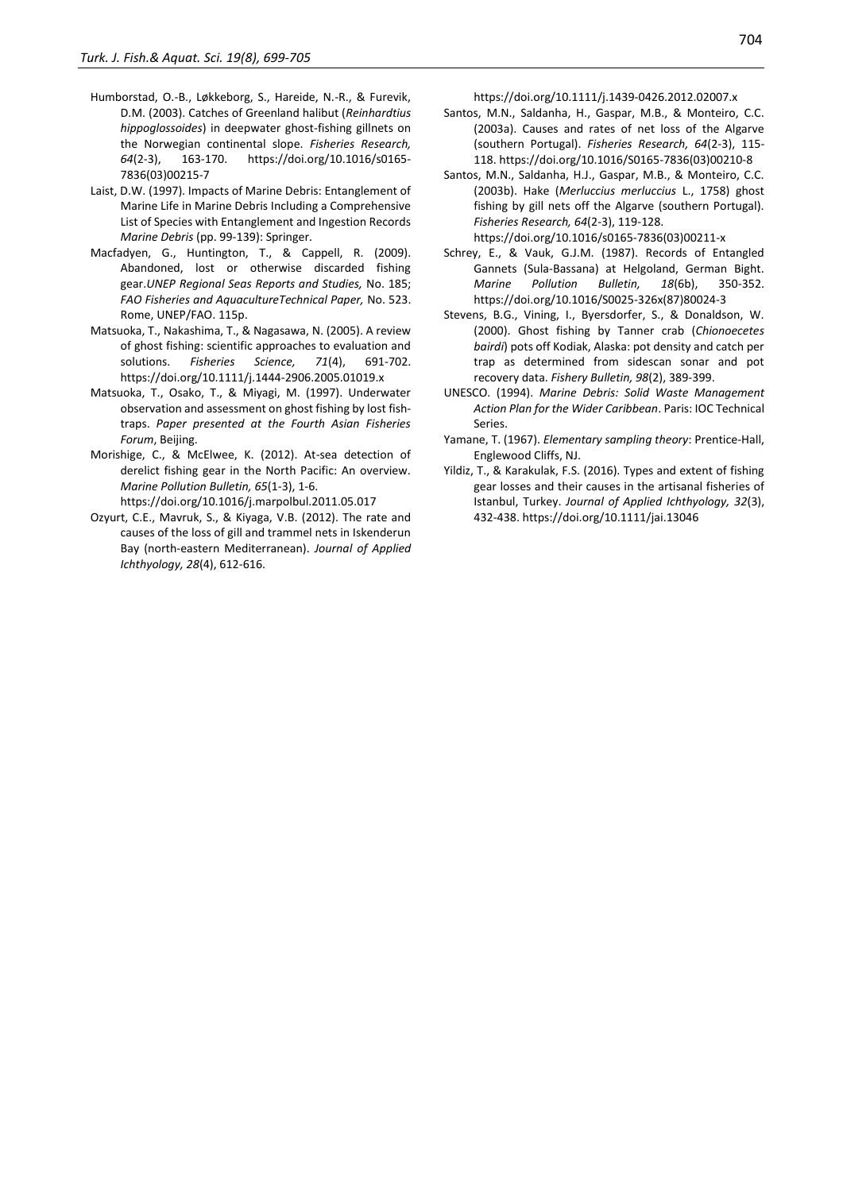- Humborstad, O.-B., Løkkeborg, S., Hareide, N.-R., & Furevik, D.M. (2003). Catches of Greenland halibut (*Reinhardtius hippoglossoides*) in deepwater ghost-fishing gillnets on the Norwegian continental slope. *Fisheries Research, 64*(2-3), 163-170. https://doi.org/10.1016/s0165-7836(03)00215-7
- Laist, D.W. (1997). Impacts of Marine Debris: Entanglement of Marine Life in Marine Debris Including a Comprehensive List of Species with Entanglement and Ingestion Records *Marine Debris* (pp. 99-139): Springer.
- Macfadyen, G., Huntington, T., & Cappell, R. (2009). Abandoned, lost or otherwise discarded fishing gear.*UNEP Regional Seas Reports and Studies,* No. 185; *FAO Fisheries and AquacultureTechnical Paper,* No. 523. Rome, UNEP/FAO. 115p.
- Matsuoka, T., Nakashima, T., & Nagasawa, N. (2005). A review of ghost fishing: scientific approaches to evaluation and solutions. *Fisheries Science, 71*(4), 691-702. https://doi.org/10.1111/j.1444-2906.2005.01019.x
- Matsuoka, T., Osako, T., & Miyagi, M. (1997). Underwater observation and assessment on ghost fishing by lost fish-traps. *Paper presented at the Fourth Asian Fisheries Forum*, Beijing.
- Morishige, C., & McElwee, K. (2012). At-sea detection of derelict fishing gear in the North Pacific: An overview. *Marine Pollution Bulletin, 65*(1-3), 1-6. https://doi.org/10.1016/j.marpolbul.2011.05.017
- Ozyurt, C.E., Mavruk, S., & Kiyaga, V.B. (2012). The rate and causes of the loss of gill and trammel nets in Iskenderun Bay (north-eastern Mediterranean). *Journal of Applied Ichthyology, 28*(4), 612-616. https://doi.org/10.1111/j.1439-0426.2012.02007.x
- Santos, M.N., Saldanha, H., Gaspar, M.B., & Monteiro, C.C. (2003a). Causes and rates of net loss of the Algarve (southern Portugal). *Fisheries Research, 64*(2-3), 115-118. https://doi.org/10.1016/S0165-7836(03)00210-8
- Santos, M.N., Saldanha, H.J., Gaspar, M.B., & Monteiro, C.C. (2003b). Hake (*Merluccius merluccius* L., 1758) ghost fishing by gill nets off the Algarve (southern Portugal). *Fisheries Research, 64*(2-3), 119-128. https://doi.org/10.1016/s0165-7836(03)00211-x
- Schrey, E., & Vauk, G.J.M. (1987). Records of Entangled Gannets (Sula-Bassana) at Helgoland, German Bight. *Marine Pollution Bulletin, 18*(6b), 350-352. https://doi.org/10.1016/S0025-326x(87)80024-3
- Stevens, B.G., Vining, I., Byersdorfer, S., & Donaldson, W. (2000). Ghost fishing by Tanner crab (*Chionoecetes bairdi*) pots off Kodiak, Alaska: pot density and catch per trap as determined from sidescan sonar and pot recovery data. *Fishery Bulletin, 98*(2), 389-399.
- UNESCO. (1994). *Marine Debris: Solid Waste Management Action Plan for the Wider Caribbean*. Paris: IOC Technical Series.
- Yamane, T. (1967). *Elementary sampling theory*: Prentice-Hall, Englewood Cliffs, NJ.
- Yildiz, T., & Karakulak, F.S. (2016). Types and extent of fishing gear losses and their causes in the artisanal fisheries of Istanbul, Turkey. *Journal of Applied Ichthyology, 32*(3), 432-438. https://doi.org/10.1111/jai.13046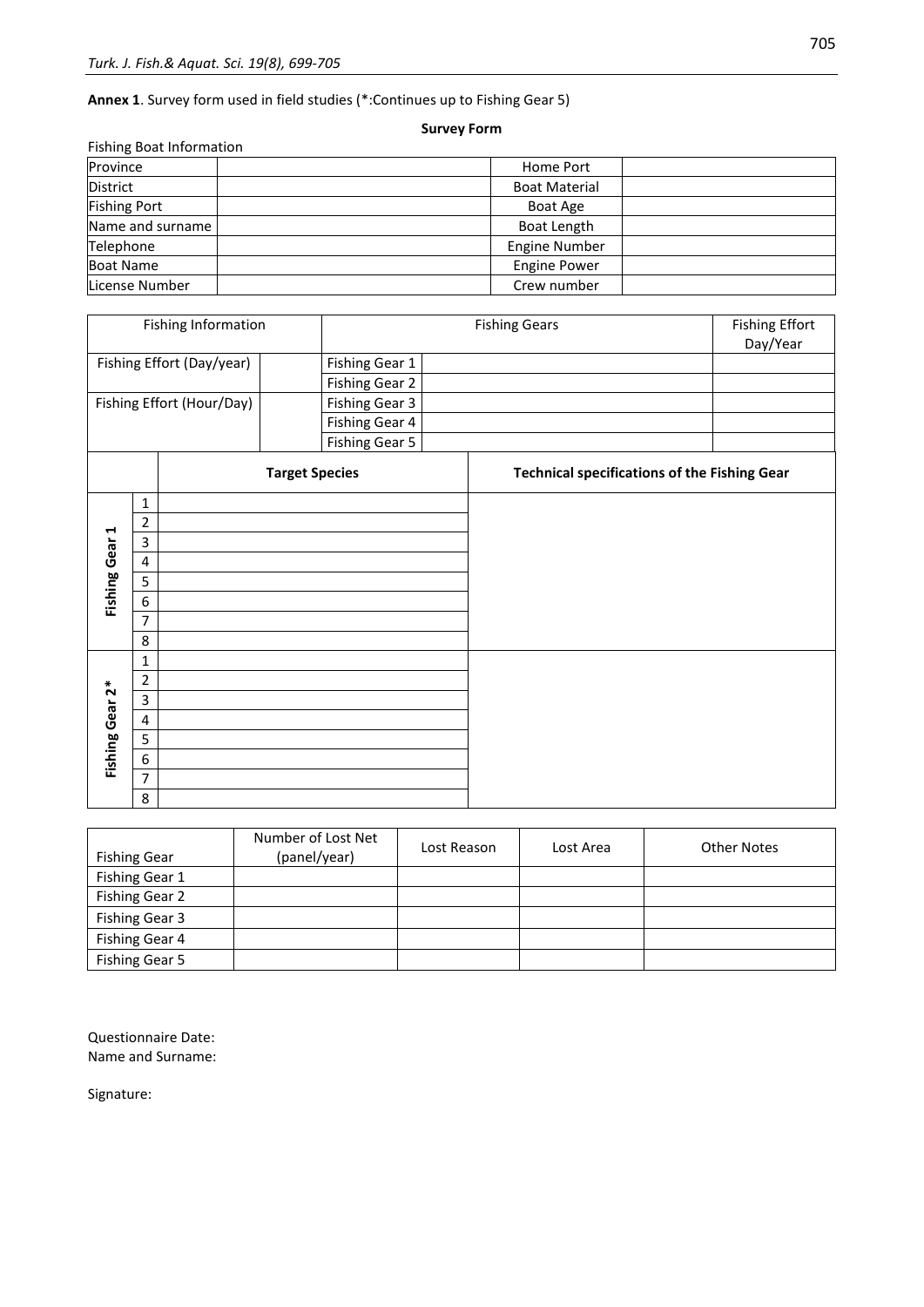**Annex 1**. Survey form used in field studies (*:Continues up to Fishing Gear 5)

**Survey Form**

Fishing Boat Information

| | | | |
|---|---|---|---|
| Province | | Home Port | |
| District | | Boat Material | |
| Fishing Port | | Boat Age | |
| Name and surname | | Boat Length | |
| Telephone | | Engine Number | |
| Boat Name | | Engine Power | |
| License Number | | Crew number | |

| Fishing Information | | Fishing Gears | | Fishing Effort Day/Year |
|---|---|---|---|---|
| Fishing Effort (Day/year) | | Fishing Gear 1 | | |
| | | Fishing Gear 2 | | |
| Fishing Effort (Hour/Day) | | Fishing Gear 3 | | |
| | | Fishing Gear 4 | | |
| | | Fishing Gear 5 | | |

| | | **Target Species** | **Technical specifications of the Fishing Gear** |
|---|---|---|---|
| **Fishing Gear 1** | 1 | | |
| | 2 | | |
| | 3 | | |
| | 4 | | |
| | 5 | | |
| | 6 | | |
| | 7 | | |
| | 8 | | |
| **Fishing Gear 2*** | 1 | | |
| | 2 | | |
| | 3 | | |
| | 4 | | |
| | 5 | | |
| | 6 | | |
| | 7 | | |
| | 8 | | |

| Fishing Gear | Number of Lost Net (panel/year) | Lost Reason | Lost Area | Other Notes |
|---|---|---|---|---|
| Fishing Gear 1 | | | | |
| Fishing Gear 2 | | | | |
| Fishing Gear 3 | | | | |
| Fishing Gear 4 | | | | |
| Fishing Gear 5 | | | | |

Questionnaire Date:
Name and Surname:

Signature: